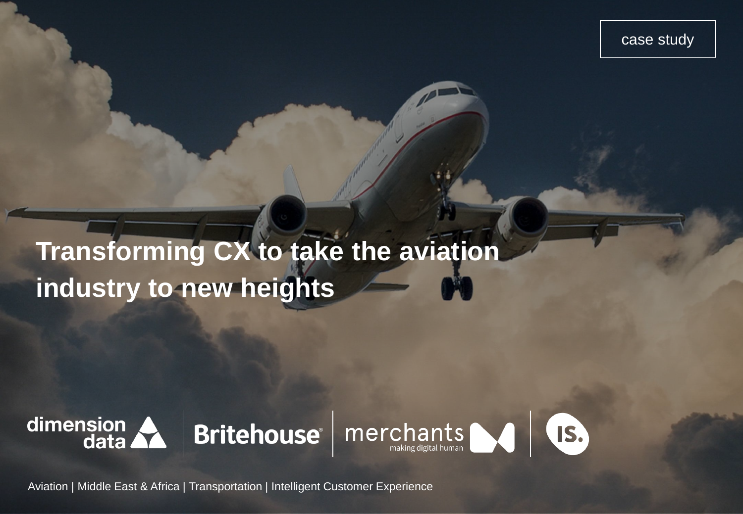case study

# Transforming CX to take the aviation industry to new heights

dimension data | Britehouse | merchants making digital human | IS.

Aviation | Middle East & Africa | Transportation | Intelligent Customer Experience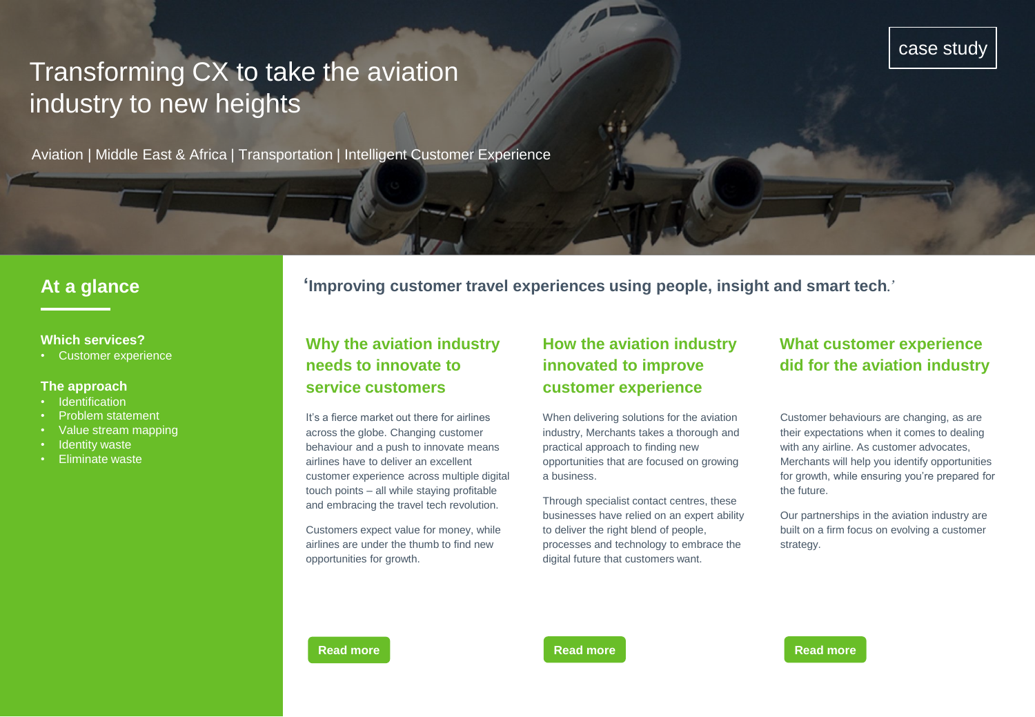case study

# Transforming CX to take the aviation industry to new heights

Aviation | Middle East & Africa | Transportation | Intelligent Customer Experience

## At a glance

**Which services?**

- Customer experience

**The approach**

- Identification
- Problem statement
- Value stream mapping
- Identity waste
- Eliminate waste

**‘Improving customer travel experiences using people, insight and smart tech.’**

### Why the aviation industry needs to innovate to service customers

It’s a fierce market out there for airlines across the globe. Changing customer behaviour and a push to innovate means airlines have to deliver an excellent customer experience across multiple digital touch points – all while staying profitable and embracing the travel tech revolution.

Customers expect value for money, while airlines are under the thumb to find new opportunities for growth.

**Read more**

### How the aviation industry innovated to improve customer experience

When delivering solutions for the aviation industry, Merchants takes a thorough and practical approach to finding new opportunities that are focused on growing a business.

Through specialist contact centres, these businesses have relied on an expert ability to deliver the right blend of people, processes and technology to embrace the digital future that customers want.

**Read more**

### What customer experience did for the aviation industry

Customer behaviours are changing, as are their expectations when it comes to dealing with any airline. As customer advocates, Merchants will help you identify opportunities for growth, while ensuring you’re prepared for the future.

Our partnerships in the aviation industry are built on a firm focus on evolving a customer strategy.

**Read more**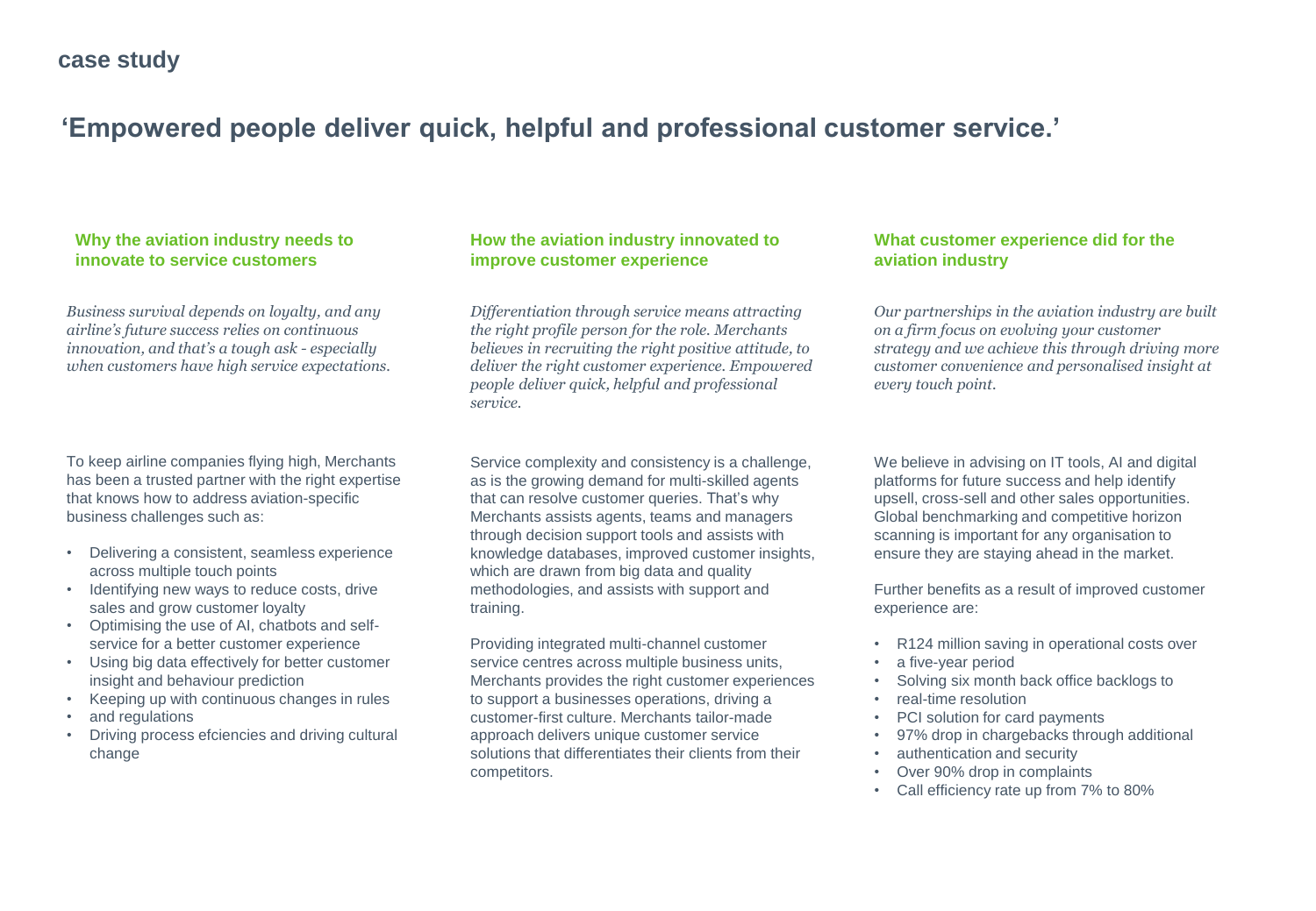## case study

# 'Empowered people deliver quick, helpful and professional customer service.'

### Why the aviation industry needs to innovate to service customers

*Business survival depends on loyalty, and any airline's future success relies on continuous innovation, and that's a tough ask - especially when customers have high service expectations.*

To keep airline companies flying high, Merchants has been a trusted partner with the right expertise that knows how to address aviation-specific business challenges such as:

- Delivering a consistent, seamless experience across multiple touch points
- Identifying new ways to reduce costs, drive sales and grow customer loyalty
- Optimising the use of AI, chatbots and self-service for a better customer experience
- Using big data effectively for better customer insight and behaviour prediction
- Keeping up with continuous changes in rules
- and regulations
- Driving process efciencies and driving cultural change

### How the aviation industry innovated to improve customer experience

*Differentiation through service means attracting the right profile person for the role. Merchants believes in recruiting the right positive attitude, to deliver the right customer experience. Empowered people deliver quick, helpful and professional service.*

Service complexity and consistency is a challenge, as is the growing demand for multi-skilled agents that can resolve customer queries. That's why Merchants assists agents, teams and managers through decision support tools and assists with knowledge databases, improved customer insights, which are drawn from big data and quality methodologies, and assists with support and training.

Providing integrated multi-channel customer service centres across multiple business units, Merchants provides the right customer experiences to support a businesses operations, driving a customer-first culture. Merchants tailor-made approach delivers unique customer service solutions that differentiates their clients from their competitors.

### What customer experience did for the aviation industry

*Our partnerships in the aviation industry are built on a firm focus on evolving your customer strategy and we achieve this through driving more customer convenience and personalised insight at every touch point.*

We believe in advising on IT tools, AI and digital platforms for future success and help identify upsell, cross-sell and other sales opportunities. Global benchmarking and competitive horizon scanning is important for any organisation to ensure they are staying ahead in the market.

Further benefits as a result of improved customer experience are:

- R124 million saving in operational costs over
- a five-year period
- Solving six month back office backlogs to
- real-time resolution
- PCI solution for card payments
- 97% drop in chargebacks through additional
- authentication and security
- Over 90% drop in complaints
- Call efficiency rate up from 7% to 80%